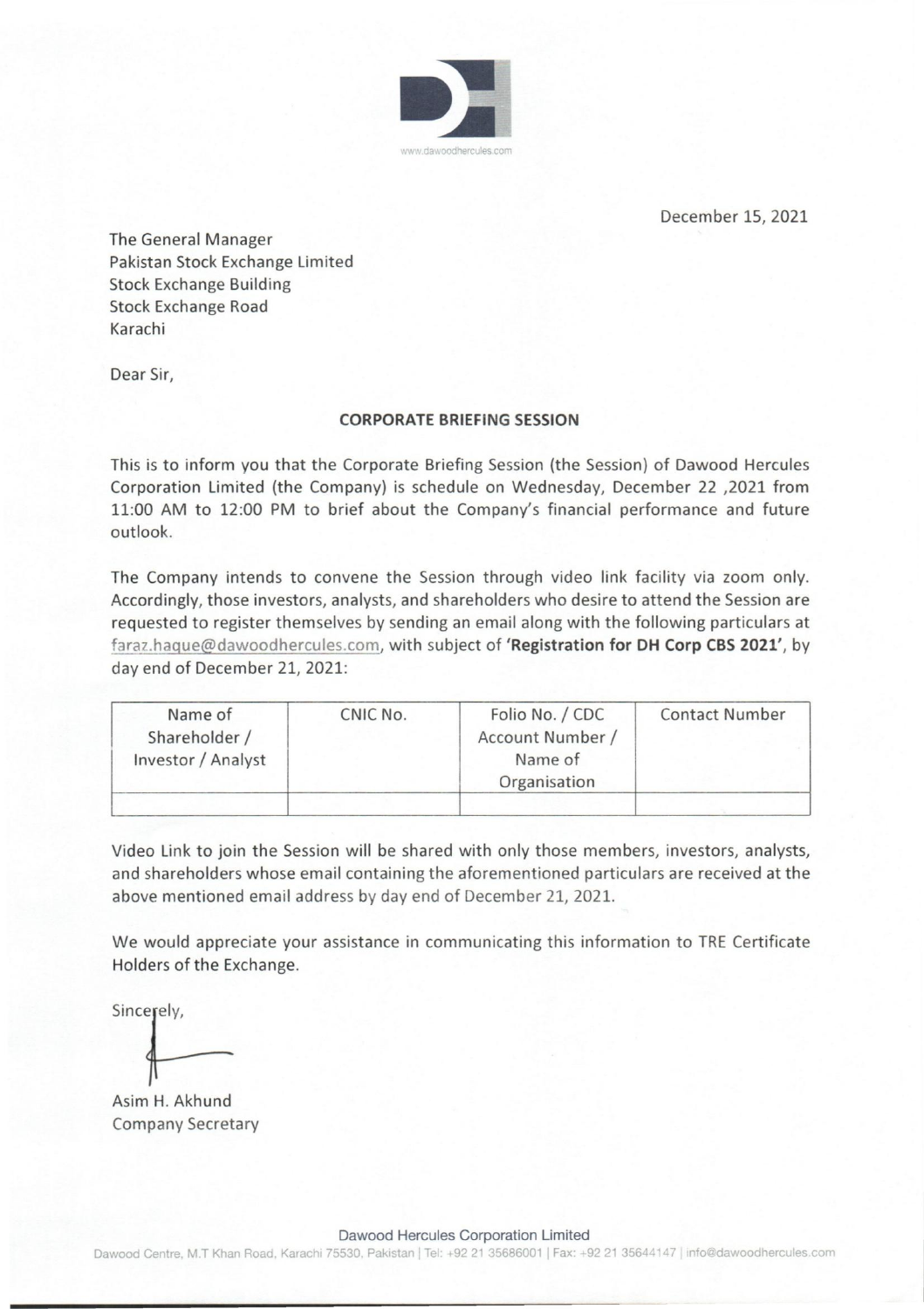www.dawoodhercules.com

December 15, 2021

The General Manager
Pakistan Stock Exchange Limited
Stock Exchange Building
Stock Exchange Road
Karachi

Dear Sir,

**CORPORATE BRIEFING SESSION**

This is to inform you that the Corporate Briefing Session (the Session) of Dawood Hercules Corporation Limited (the Company) is schedule on Wednesday, December 22 ,2021 from 11:00 AM to 12:00 PM to brief about the Company's financial performance and future outlook.

The Company intends to convene the Session through video link facility via zoom only. Accordingly, those investors, analysts, and shareholders who desire to attend the Session are requested to register themselves by sending an email along with the following particulars at faraz.haque@dawoodhercules.com, with subject of **'Registration for DH Corp CBS 2021'**, by day end of December 21, 2021:

| Name of Shareholder / Investor / Analyst | CNIC No. | Folio No. / CDC Account Number / Name of Organisation | Contact Number |
|---|---|---|---|
| | | | |

Video Link to join the Session will be shared with only those members, investors, analysts, and shareholders whose email containing the aforementioned particulars are received at the above mentioned email address by day end of December 21, 2021.

We would appreciate your assistance in communicating this information to TRE Certificate Holders of the Exchange.

Sincerely,

Asim H. Akhund
Company Secretary

Dawood Hercules Corporation Limited
Dawood Centre, M.T Khan Road, Karachi 75530, Pakistan | Tel: +92 21 35686001 | Fax: +92 21 35644147 | info@dawoodhercules.com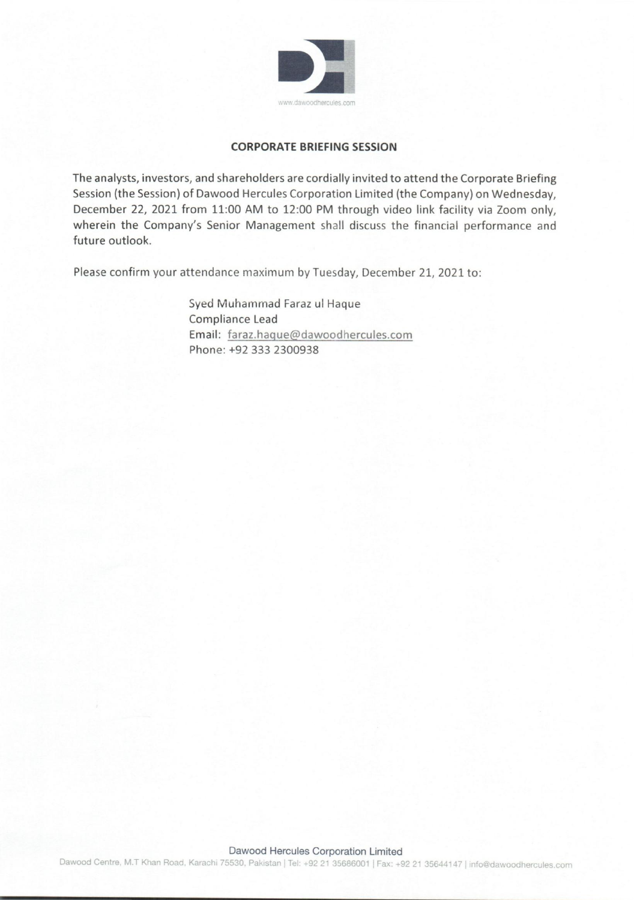www.dawoodhercules.com

## CORPORATE BRIEFING SESSION

The analysts, investors, and shareholders are cordially invited to attend the Corporate Briefing Session (the Session) of Dawood Hercules Corporation Limited (the Company) on Wednesday, December 22, 2021 from 11:00 AM to 12:00 PM through video link facility via Zoom only, wherein the Company's Senior Management shall discuss the financial performance and future outlook.

Please confirm your attendance maximum by Tuesday, December 21, 2021 to:

Syed Muhammad Faraz ul Haque
Compliance Lead
Email: faraz.haque@dawoodhercules.com
Phone: +92 333 2300938

Dawood Hercules Corporation Limited
Dawood Centre, M.T Khan Road, Karachi 75530, Pakistan | Tel: +92 21 35686001 | Fax: +92 21 35644147 | info@dawoodhercules.com